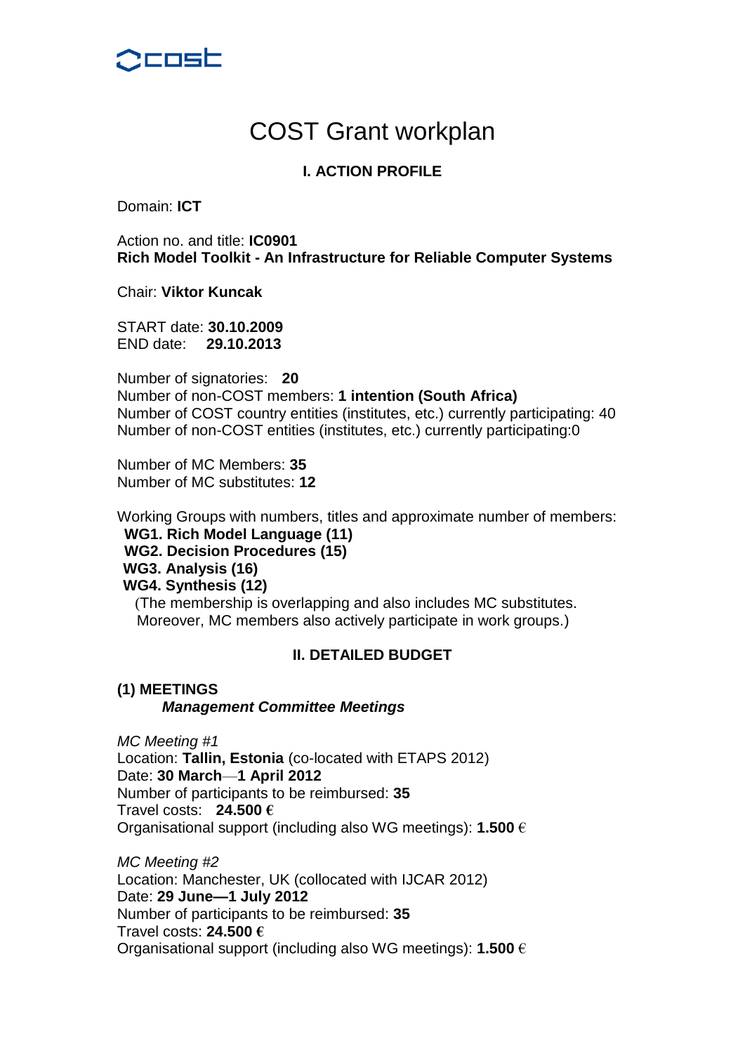cost

# COST Grant workplan

## I. ACTION PROFILE

Domain: **ICT**

Action no. and title: **IC0901**
**Rich Model Toolkit - An Infrastructure for Reliable Computer Systems**

Chair: **Viktor Kuncak**

START date: **30.10.2009**
END date: **29.10.2013**

Number of signatories: **20**
Number of non-COST members: **1 intention (South Africa)**
Number of COST country entities (institutes, etc.) currently participating: 40
Number of non-COST entities (institutes, etc.) currently participating:0

Number of MC Members: **35**
Number of MC substitutes: **12**

Working Groups with numbers, titles and approximate number of members:

**WG1. Rich Model Language (11)**
**WG2. Decision Procedures (15)**
**WG3. Analysis (16)**
**WG4. Synthesis (12)**

(The membership is overlapping and also includes MC substitutes. Moreover, MC members also actively participate in work groups.)

## II. DETAILED BUDGET

### (1) MEETINGS

***Management Committee Meetings***

*MC Meeting #1*
Location: **Tallin, Estonia** (co-located with ETAPS 2012)
Date: **30 March—1 April 2012**
Number of participants to be reimbursed: **35**
Travel costs: **24.500 €**
Organisational support (including also WG meetings): **1.500** €

*MC Meeting #2*
Location: Manchester, UK (collocated with IJCAR 2012)
Date: **29 June—1 July 2012**
Number of participants to be reimbursed: **35**
Travel costs: **24.500 €**
Organisational support (including also WG meetings): **1.500** €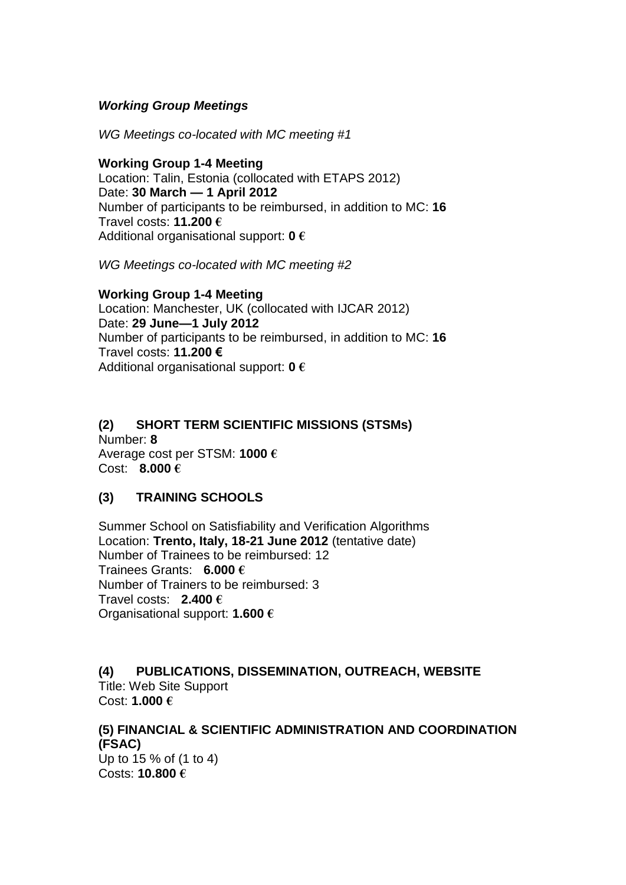### *Working Group Meetings*

*WG Meetings co-located with MC meeting #1*

**Working Group 1-4 Meeting**
Location: Talin, Estonia (collocated with ETAPS 2012)
Date: **30 March — 1 April 2012**
Number of participants to be reimbursed, in addition to MC: **16**
Travel costs: **11.200 €**
Additional organisational support: **0 €**

*WG Meetings co-located with MC meeting #2*

**Working Group 1-4 Meeting**
Location: Manchester, UK (collocated with IJCAR 2012)
Date: **29 June—1 July 2012**
Number of participants to be reimbursed, in addition to MC: **16**
Travel costs: **11.200 €**
Additional organisational support: **0 €**

### (2) SHORT TERM SCIENTIFIC MISSIONS (STSMs)

Number: **8**
Average cost per STSM: **1000 €**
Cost: **8.000 €**

### (3) TRAINING SCHOOLS

Summer School on Satisfiability and Verification Algorithms
Location: **Trento, Italy, 18-21 June 2012** (tentative date)
Number of Trainees to be reimbursed: 12
Trainees Grants: **6.000 €**
Number of Trainers to be reimbursed: 3
Travel costs: **2.400 €**
Organisational support: **1.600 €**

### (4) PUBLICATIONS, DISSEMINATION, OUTREACH, WEBSITE

Title: Web Site Support
Cost: **1.000 €**

### (5) FINANCIAL & SCIENTIFIC ADMINISTRATION AND COORDINATION (FSAC)

Up to 15 % of (1 to 4)
Costs: **10.800 €**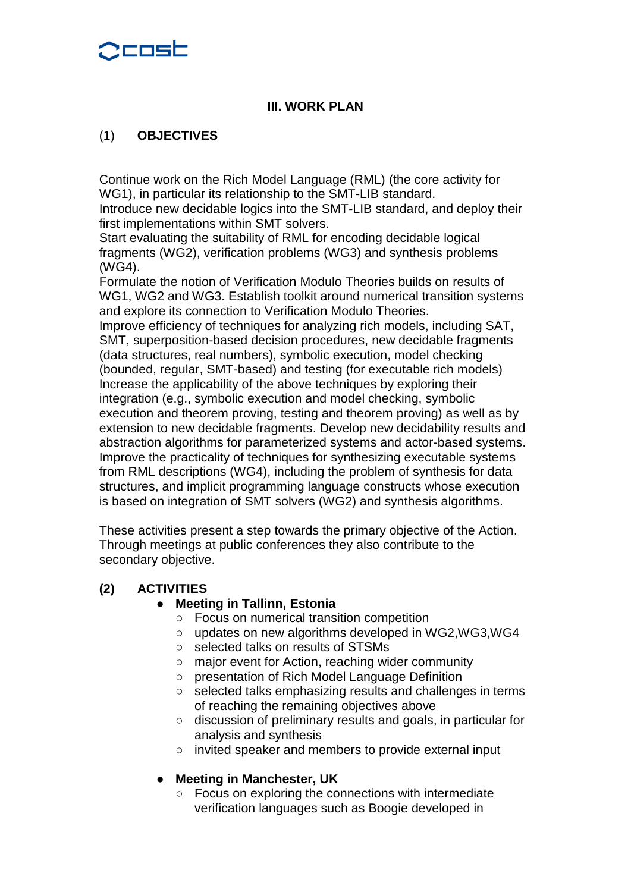## III. WORK PLAN

### (1) OBJECTIVES

Continue work on the Rich Model Language (RML) (the core activity for WG1), in particular its relationship to the SMT-LIB standard.
Introduce new decidable logics into the SMT-LIB standard, and deploy their first implementations within SMT solvers.
Start evaluating the suitability of RML for encoding decidable logical fragments (WG2), verification problems (WG3) and synthesis problems (WG4).
Formulate the notion of Verification Modulo Theories builds on results of WG1, WG2 and WG3. Establish toolkit around numerical transition systems and explore its connection to Verification Modulo Theories.
Improve efficiency of techniques for analyzing rich models, including SAT, SMT, superposition-based decision procedures, new decidable fragments (data structures, real numbers), symbolic execution, model checking (bounded, regular, SMT-based) and testing (for executable rich models)
Increase the applicability of the above techniques by exploring their integration (e.g., symbolic execution and model checking, symbolic execution and theorem proving, testing and theorem proving) as well as by extension to new decidable fragments. Develop new decidability results and abstraction algorithms for parameterized systems and actor-based systems.
Improve the practicality of techniques for synthesizing executable systems from RML descriptions (WG4), including the problem of synthesis for data structures, and implicit programming language constructs whose execution is based on integration of SMT solvers (WG2) and synthesis algorithms.

These activities present a step towards the primary objective of the Action. Through meetings at public conferences they also contribute to the secondary objective.

### (2) ACTIVITIES

- **Meeting in Tallinn, Estonia**
  - Focus on numerical transition competition
  - updates on new algorithms developed in WG2,WG3,WG4
  - selected talks on results of STSMs
  - major event for Action, reaching wider community
  - presentation of Rich Model Language Definition
  - selected talks emphasizing results and challenges in terms of reaching the remaining objectives above
  - discussion of preliminary results and goals, in particular for analysis and synthesis
  - invited speaker and members to provide external input

- **Meeting in Manchester, UK**
  - Focus on exploring the connections with intermediate verification languages such as Boogie developed in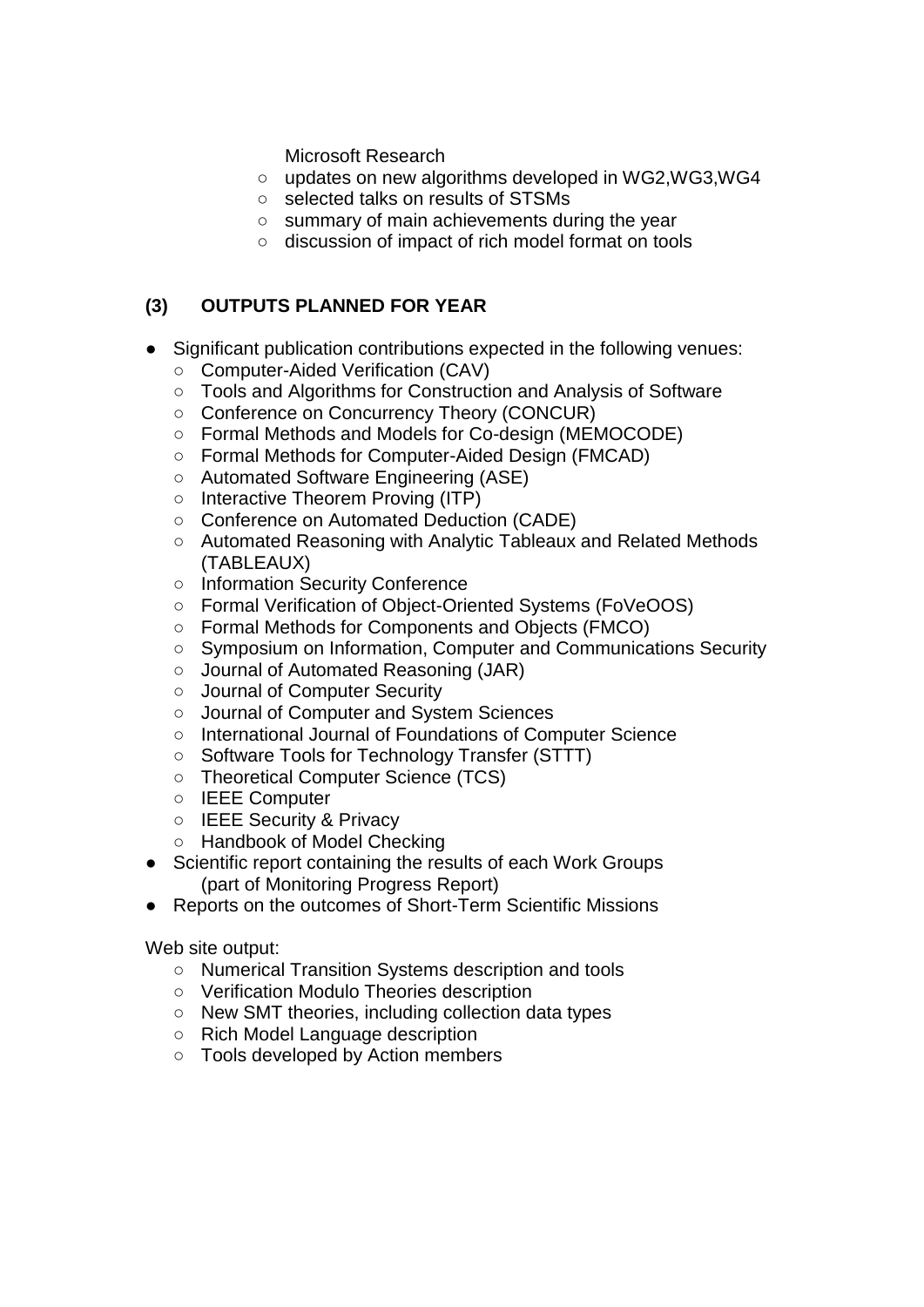Microsoft Research
  - updates on new algorithms developed in WG2,WG3,WG4
  - selected talks on results of STSMs
  - summary of main achievements during the year
  - discussion of impact of rich model format on tools

### (3) OUTPUTS PLANNED FOR YEAR

- Significant publication contributions expected in the following venues:
  - Computer-Aided Verification (CAV)
  - Tools and Algorithms for Construction and Analysis of Software
  - Conference on Concurrency Theory (CONCUR)
  - Formal Methods and Models for Co-design (MEMOCODE)
  - Formal Methods for Computer-Aided Design (FMCAD)
  - Automated Software Engineering (ASE)
  - Interactive Theorem Proving (ITP)
  - Conference on Automated Deduction (CADE)
  - Automated Reasoning with Analytic Tableaux and Related Methods (TABLEAUX)
  - Information Security Conference
  - Formal Verification of Object-Oriented Systems (FoVeOOS)
  - Formal Methods for Components and Objects (FMCO)
  - Symposium on Information, Computer and Communications Security
  - Journal of Automated Reasoning (JAR)
  - Journal of Computer Security
  - Journal of Computer and System Sciences
  - International Journal of Foundations of Computer Science
  - Software Tools for Technology Transfer (STTT)
  - Theoretical Computer Science (TCS)
  - IEEE Computer
  - IEEE Security & Privacy
  - Handbook of Model Checking
- Scientific report containing the results of each Work Groups (part of Monitoring Progress Report)
- Reports on the outcomes of Short-Term Scientific Missions

Web site output:

- Numerical Transition Systems description and tools
- Verification Modulo Theories description
- New SMT theories, including collection data types
- Rich Model Language description
- Tools developed by Action members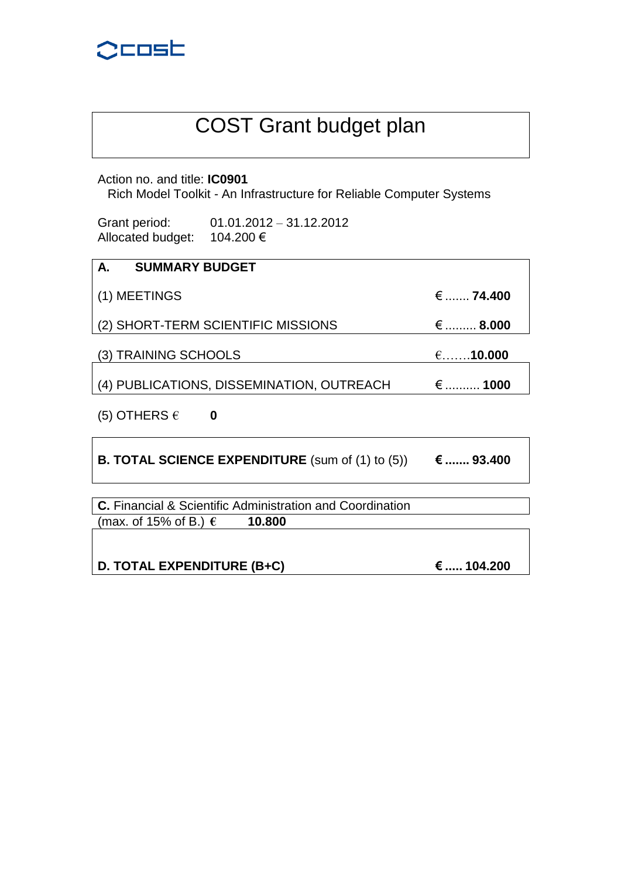# COST Grant budget plan

Action no. and title: **IC0901**
Rich Model Toolkit - An Infrastructure for Reliable Computer Systems

Grant period: 01.01.2012 – 31.12.2012
Allocated budget: 104.200 €

| **A. SUMMARY BUDGET** | |
|---|---|
| (1) MEETINGS | € ....... **74.400** |
| (2) SHORT-TERM SCIENTIFIC MISSIONS | € ......... **8.000** |
| (3) TRAINING SCHOOLS | €.......**10.000** |
| (4) PUBLICATIONS, DISSEMINATION, OUTREACH | € .......... **1000** |
| (5) OTHERS € **0** | |

| | |
|---|---|
| **B. TOTAL SCIENCE EXPENDITURE** (sum of (1) to (5)) | **€ ....... 93.400** |
| **C.** Financial & Scientific Administration and Coordination (max. of 15% of B.) € **10.800** | |
| **D. TOTAL EXPENDITURE (B+C)** | **€ ..... 104.200** |